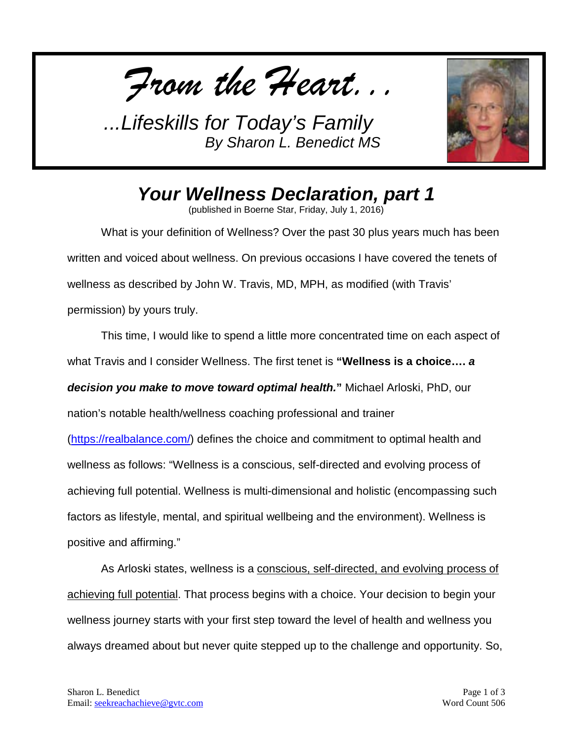*From the Heart...*

*...Lifeskills for Today's Family*
*By Sharon L. Benedict MS*

# *Your Wellness Declaration, part 1*

(published in Boerne Star, Friday, July 1, 2016)

What is your definition of Wellness? Over the past 30 plus years much has been written and voiced about wellness. On previous occasions I have covered the tenets of wellness as described by John W. Travis, MD, MPH, as modified (with Travis' permission) by yours truly.

This time, I would like to spend a little more concentrated time on each aspect of what Travis and I consider Wellness. The first tenet is **"Wellness is a choice…. *a decision you make to move toward optimal health.*"** Michael Arloski, PhD, our nation's notable health/wellness coaching professional and trainer (https://realbalance.com/) defines the choice and commitment to optimal health and wellness as follows: "Wellness is a conscious, self-directed and evolving process of achieving full potential. Wellness is multi-dimensional and holistic (encompassing such factors as lifestyle, mental, and spiritual wellbeing and the environment). Wellness is positive and affirming."

As Arloski states, wellness is a conscious, self-directed, and evolving process of achieving full potential. That process begins with a choice. Your decision to begin your wellness journey starts with your first step toward the level of health and wellness you always dreamed about but never quite stepped up to the challenge and opportunity. So,

Sharon L. Benedict
Email: seekreachachieve@gvtc.com

Word Count 506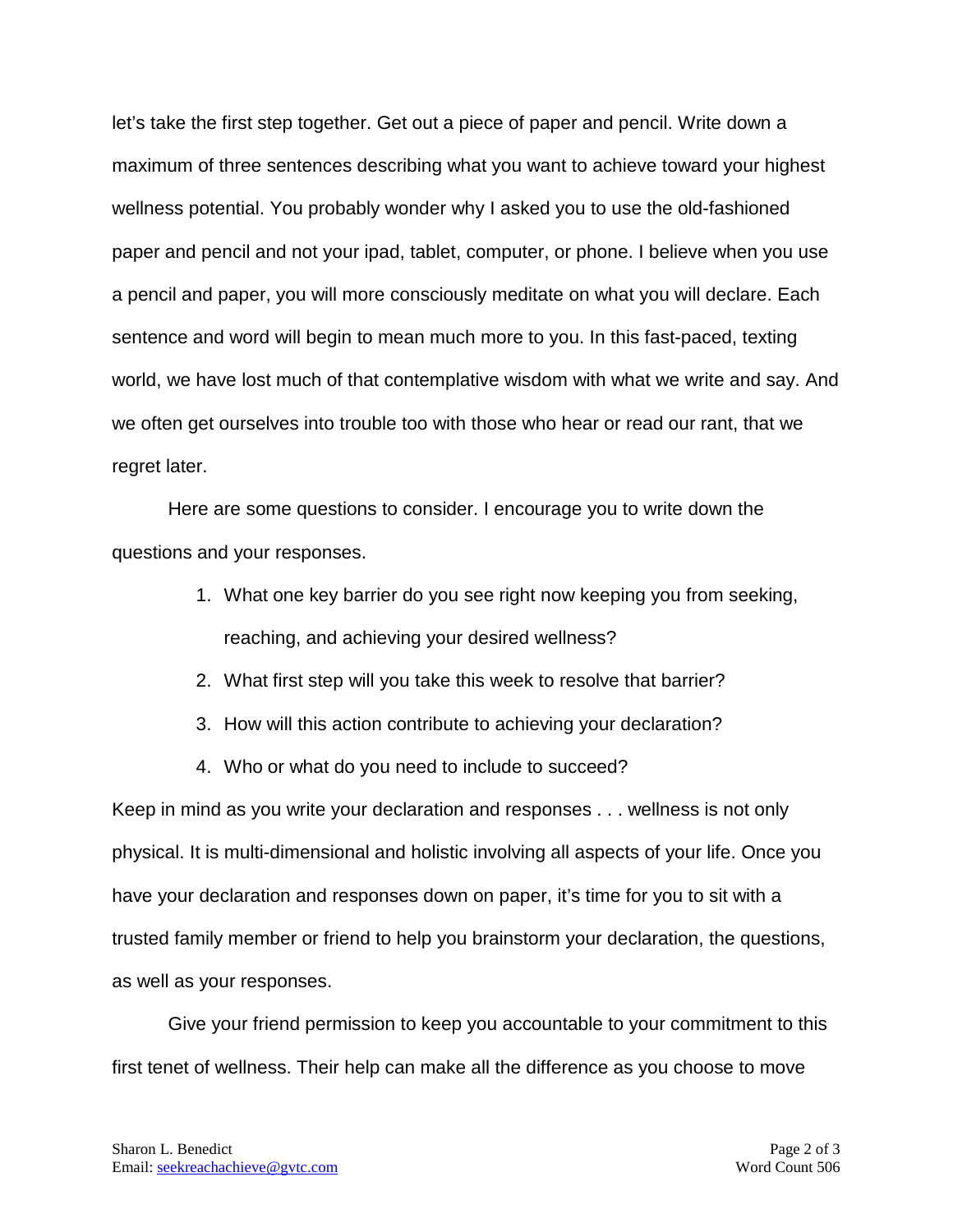let's take the first step together. Get out a piece of paper and pencil. Write down a maximum of three sentences describing what you want to achieve toward your highest wellness potential. You probably wonder why I asked you to use the old-fashioned paper and pencil and not your ipad, tablet, computer, or phone. I believe when you use a pencil and paper, you will more consciously meditate on what you will declare. Each sentence and word will begin to mean much more to you. In this fast-paced, texting world, we have lost much of that contemplative wisdom with what we write and say. And we often get ourselves into trouble too with those who hear or read our rant, that we regret later.

Here are some questions to consider. I encourage you to write down the questions and your responses.

1. What one key barrier do you see right now keeping you from seeking, reaching, and achieving your desired wellness?
2. What first step will you take this week to resolve that barrier?
3. How will this action contribute to achieving your declaration?
4. Who or what do you need to include to succeed?

Keep in mind as you write your declaration and responses . . . wellness is not only physical. It is multi-dimensional and holistic involving all aspects of your life. Once you have your declaration and responses down on paper, it's time for you to sit with a trusted family member or friend to help you brainstorm your declaration, the questions, as well as your responses.

Give your friend permission to keep you accountable to your commitment to this first tenet of wellness. Their help can make all the difference as you choose to move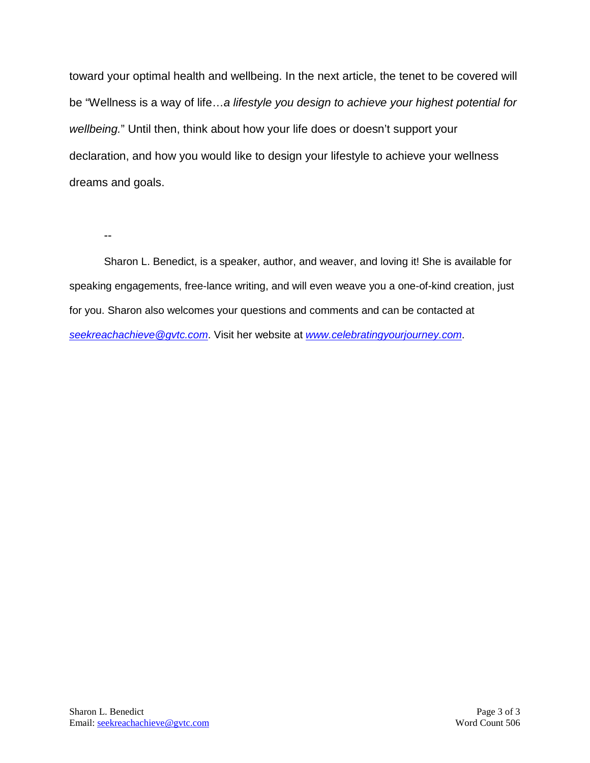toward your optimal health and wellbeing. In the next article, the tenet to be covered will be "Wellness is a way of life…*a lifestyle you design to achieve your highest potential for wellbeing.*" Until then, think about how your life does or doesn't support your declaration, and how you would like to design your lifestyle to achieve your wellness dreams and goals.

--

Sharon L. Benedict, is a speaker, author, and weaver, and loving it! She is available for speaking engagements, free-lance writing, and will even weave you a one-of-kind creation, just for you. Sharon also welcomes your questions and comments and can be contacted at *seekreachachieve@gvtc.com*. Visit her website at *www.celebratingyourjourney.com*.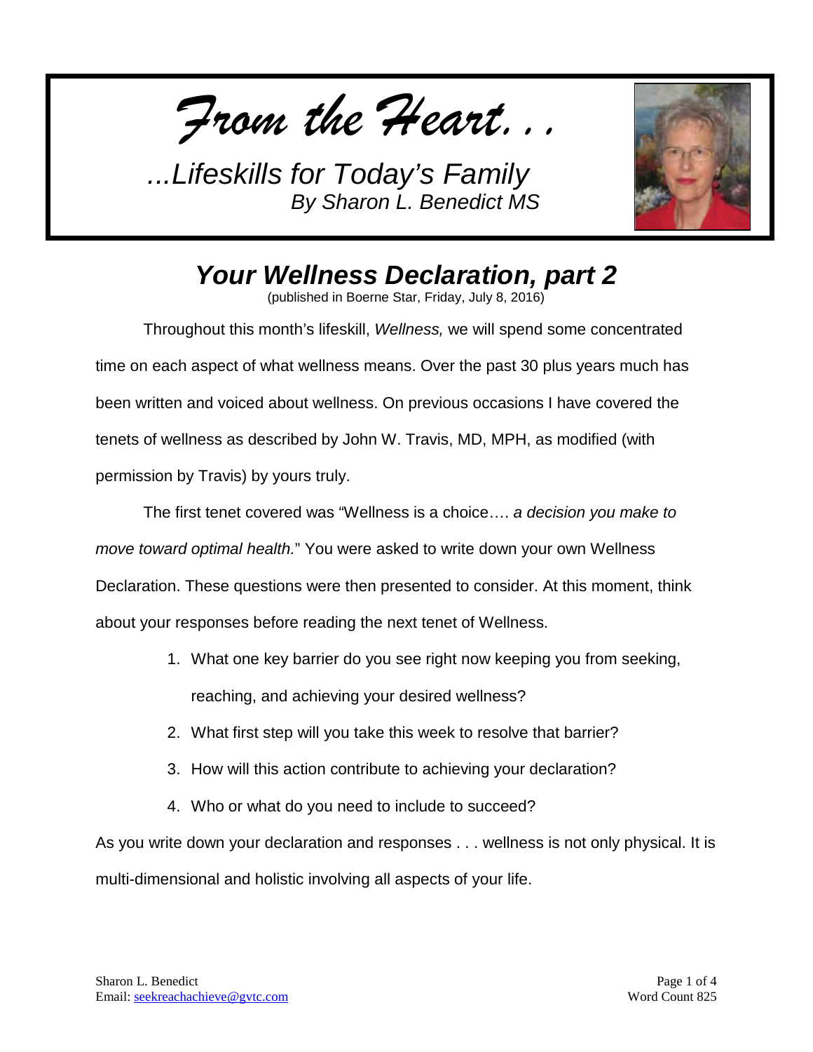*From the Heart...*

*...Lifeskills for Today's Family*
*By Sharon L. Benedict MS*

# *Your Wellness Declaration, part 2*

(published in Boerne Star, Friday, July 8, 2016)

Throughout this month's lifeskill, *Wellness,* we will spend some concentrated time on each aspect of what wellness means. Over the past 30 plus years much has been written and voiced about wellness. On previous occasions I have covered the tenets of wellness as described by John W. Travis, MD, MPH, as modified (with permission by Travis) by yours truly.

The first tenet covered was "Wellness is a choice…. *a decision you make to move toward optimal health.*" You were asked to write down your own Wellness Declaration. These questions were then presented to consider. At this moment, think about your responses before reading the next tenet of Wellness.

1. What one key barrier do you see right now keeping you from seeking, reaching, and achieving your desired wellness?
2. What first step will you take this week to resolve that barrier?
3. How will this action contribute to achieving your declaration?
4. Who or what do you need to include to succeed?

As you write down your declaration and responses . . . wellness is not only physical. It is multi-dimensional and holistic involving all aspects of your life.

Sharon L. Benedict
Email: seekreachachieve@gvtc.com

Word Count 825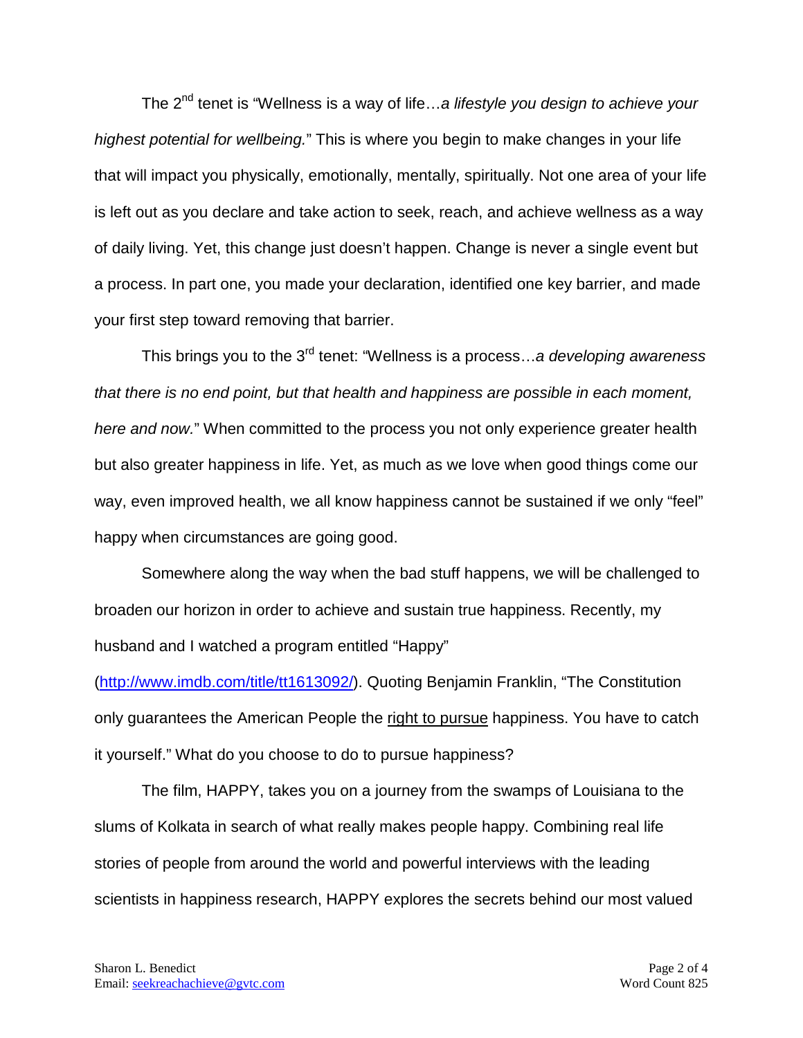The 2nd tenet is "Wellness is a way of life…*a lifestyle you design to achieve your highest potential for wellbeing.*" This is where you begin to make changes in your life that will impact you physically, emotionally, mentally, spiritually. Not one area of your life is left out as you declare and take action to seek, reach, and achieve wellness as a way of daily living. Yet, this change just doesn't happen. Change is never a single event but a process. In part one, you made your declaration, identified one key barrier, and made your first step toward removing that barrier.

This brings you to the 3rd tenet: "Wellness is a process…*a developing awareness that there is no end point, but that health and happiness are possible in each moment, here and now.*" When committed to the process you not only experience greater health but also greater happiness in life. Yet, as much as we love when good things come our way, even improved health, we all know happiness cannot be sustained if we only "feel" happy when circumstances are going good.

Somewhere along the way when the bad stuff happens, we will be challenged to broaden our horizon in order to achieve and sustain true happiness. Recently, my husband and I watched a program entitled "Happy" (http://www.imdb.com/title/tt1613092/). Quoting Benjamin Franklin, "The Constitution only guarantees the American People the <u>right to pursue</u> happiness. You have to catch it yourself." What do you choose to do to pursue happiness?

The film, HAPPY, takes you on a journey from the swamps of Louisiana to the slums of Kolkata in search of what really makes people happy. Combining real life stories of people from around the world and powerful interviews with the leading scientists in happiness research, HAPPY explores the secrets behind our most valued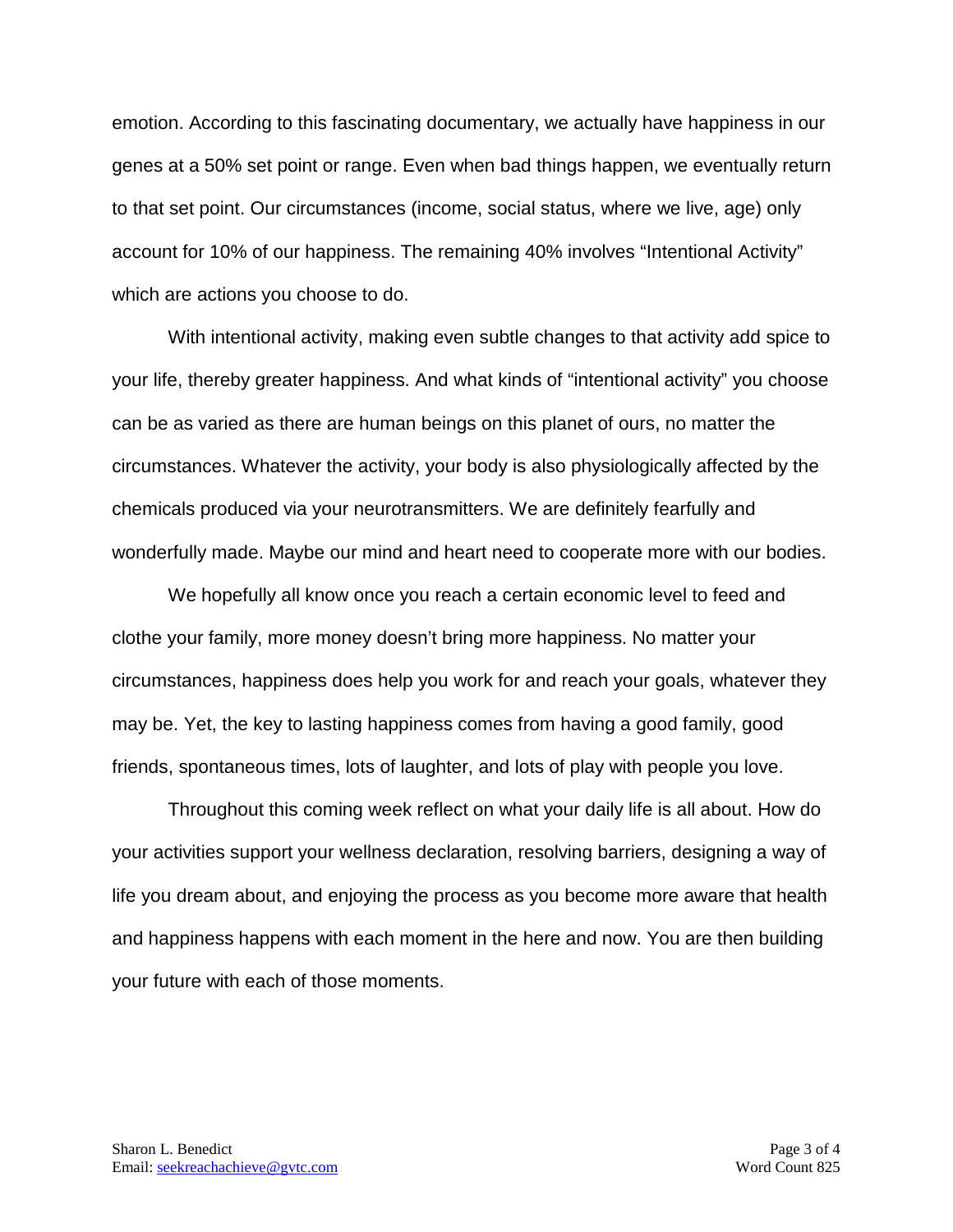emotion. According to this fascinating documentary, we actually have happiness in our genes at a 50% set point or range. Even when bad things happen, we eventually return to that set point. Our circumstances (income, social status, where we live, age) only account for 10% of our happiness. The remaining 40% involves “Intentional Activity” which are actions you choose to do.

With intentional activity, making even subtle changes to that activity add spice to your life, thereby greater happiness. And what kinds of “intentional activity” you choose can be as varied as there are human beings on this planet of ours, no matter the circumstances. Whatever the activity, your body is also physiologically affected by the chemicals produced via your neurotransmitters. We are definitely fearfully and wonderfully made. Maybe our mind and heart need to cooperate more with our bodies.

We hopefully all know once you reach a certain economic level to feed and clothe your family, more money doesn’t bring more happiness. No matter your circumstances, happiness does help you work for and reach your goals, whatever they may be. Yet, the key to lasting happiness comes from having a good family, good friends, spontaneous times, lots of laughter, and lots of play with people you love.

Throughout this coming week reflect on what your daily life is all about. How do your activities support your wellness declaration, resolving barriers, designing a way of life you dream about, and enjoying the process as you become more aware that health and happiness happens with each moment in the here and now. You are then building your future with each of those moments.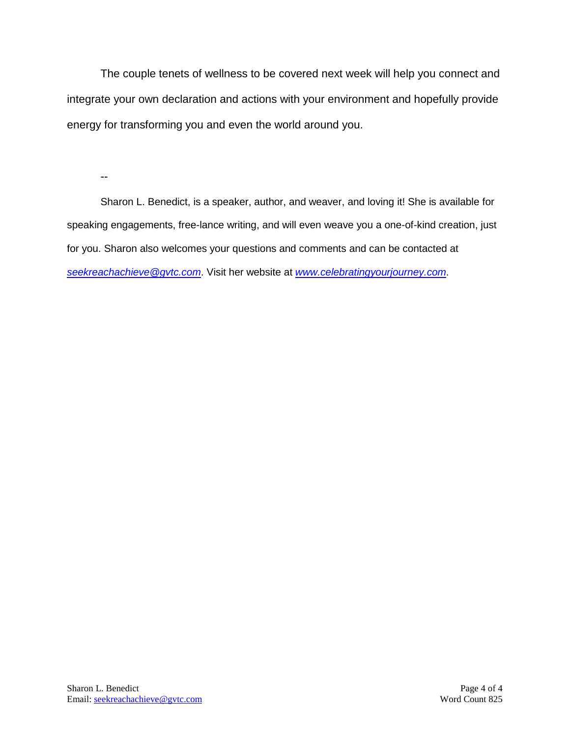The couple tenets of wellness to be covered next week will help you connect and integrate your own declaration and actions with your environment and hopefully provide energy for transforming you and even the world around you.

--

Sharon L. Benedict, is a speaker, author, and weaver, and loving it! She is available for speaking engagements, free-lance writing, and will even weave you a one-of-kind creation, just for you. Sharon also welcomes your questions and comments and can be contacted at *seekreachachieve@gvtc.com*. Visit her website at *www.celebratingyourjourney.com*.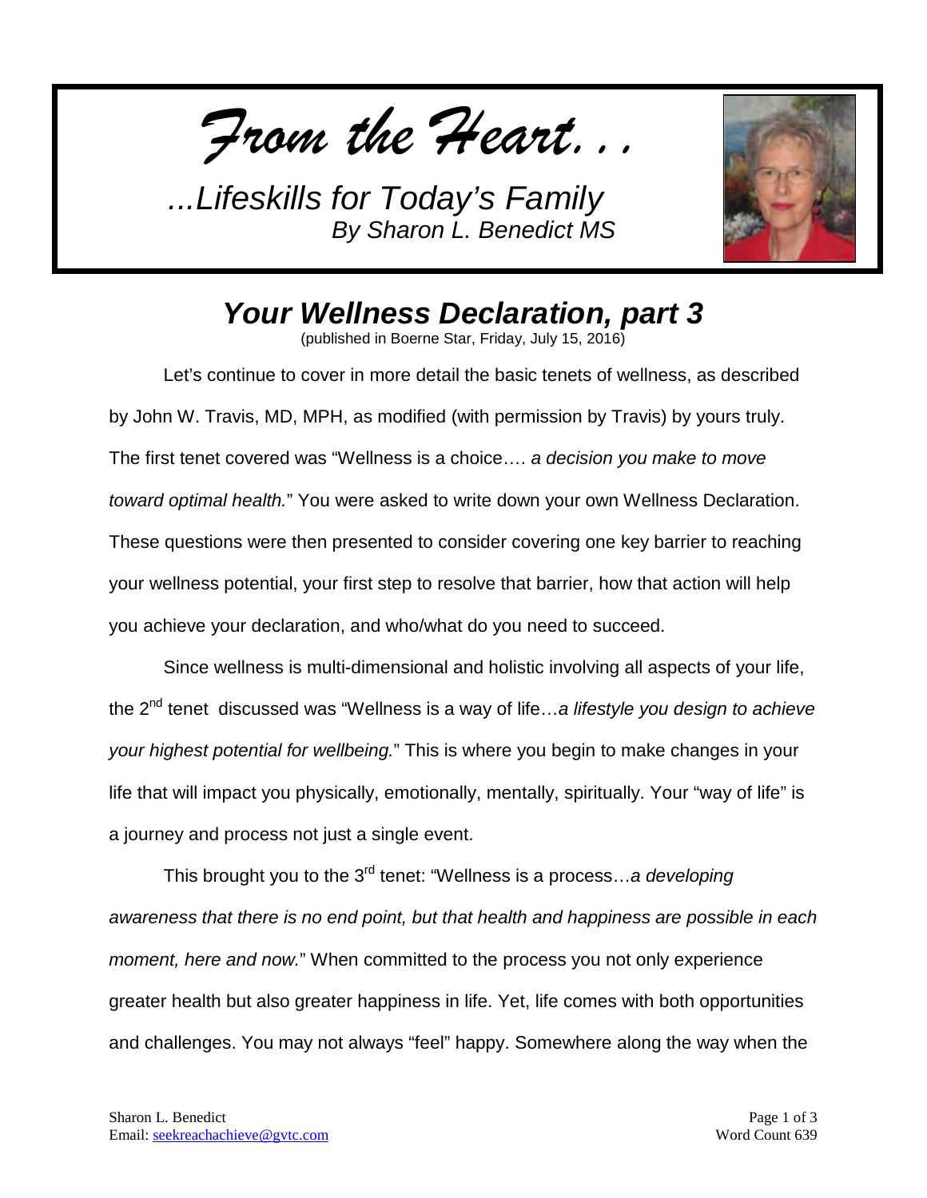*From the Heart...*

*...Lifeskills for Today's Family*
*By Sharon L. Benedict MS*

## *Your Wellness Declaration, part 3*

(published in Boerne Star, Friday, July 15, 2016)

Let's continue to cover in more detail the basic tenets of wellness, as described by John W. Travis, MD, MPH, as modified (with permission by Travis) by yours truly. The first tenet covered was "Wellness is a choice…. *a decision you make to move toward optimal health.*" You were asked to write down your own Wellness Declaration. These questions were then presented to consider covering one key barrier to reaching your wellness potential, your first step to resolve that barrier, how that action will help you achieve your declaration, and who/what do you need to succeed.

Since wellness is multi-dimensional and holistic involving all aspects of your life, the 2nd tenet discussed was "Wellness is a way of life…*a lifestyle you design to achieve your highest potential for wellbeing.*" This is where you begin to make changes in your life that will impact you physically, emotionally, mentally, spiritually. Your "way of life" is a journey and process not just a single event.

This brought you to the 3rd tenet: "Wellness is a process…*a developing awareness that there is no end point, but that health and happiness are possible in each moment, here and now.*" When committed to the process you not only experience greater health but also greater happiness in life. Yet, life comes with both opportunities and challenges. You may not always "feel" happy. Somewhere along the way when the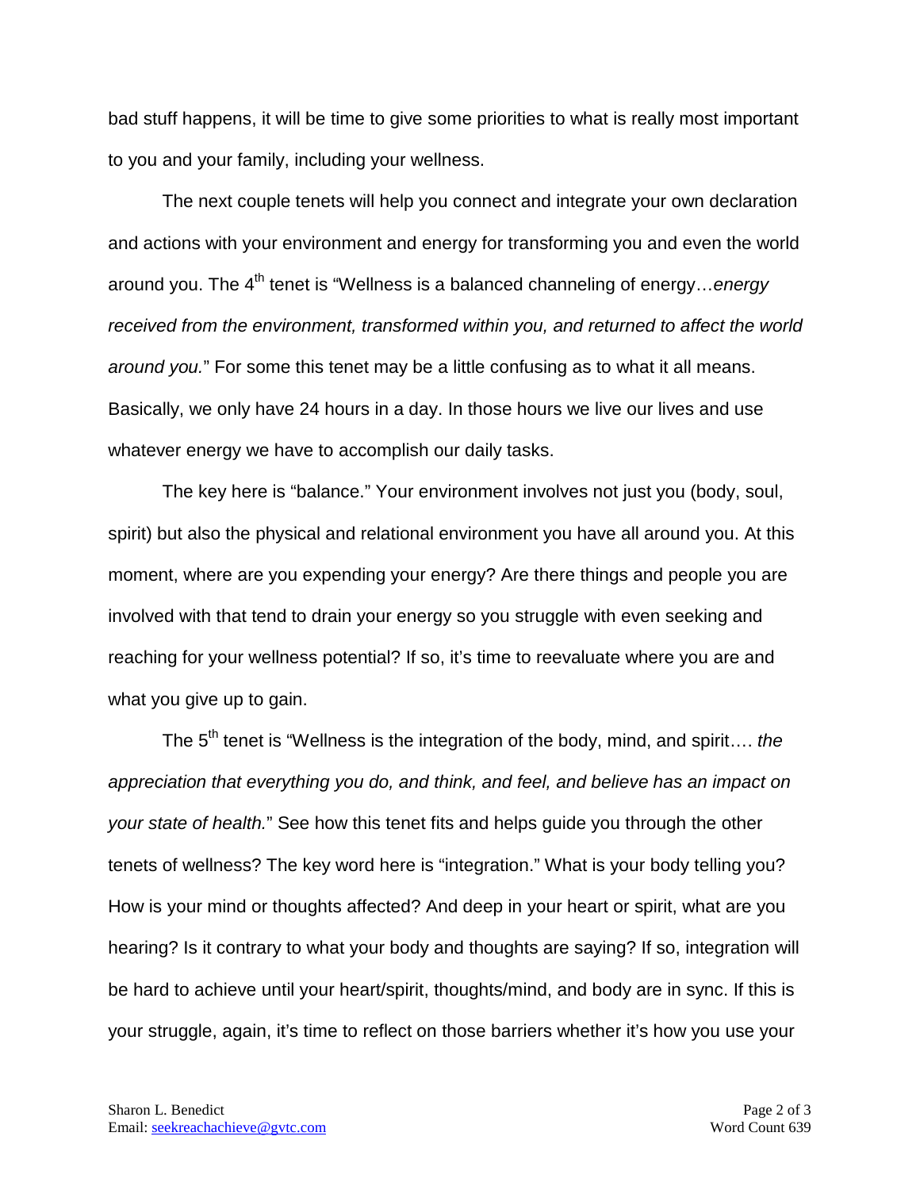bad stuff happens, it will be time to give some priorities to what is really most important to you and your family, including your wellness.

The next couple tenets will help you connect and integrate your own declaration and actions with your environment and energy for transforming you and even the world around you. The 4th tenet is "Wellness is a balanced channeling of energy…*energy received from the environment, transformed within you, and returned to affect the world around you.*" For some this tenet may be a little confusing as to what it all means. Basically, we only have 24 hours in a day. In those hours we live our lives and use whatever energy we have to accomplish our daily tasks.

The key here is "balance." Your environment involves not just you (body, soul, spirit) but also the physical and relational environment you have all around you. At this moment, where are you expending your energy? Are there things and people you are involved with that tend to drain your energy so you struggle with even seeking and reaching for your wellness potential? If so, it's time to reevaluate where you are and what you give up to gain.

The 5th tenet is "Wellness is the integration of the body, mind, and spirit…. *the appreciation that everything you do, and think, and feel, and believe has an impact on your state of health.*" See how this tenet fits and helps guide you through the other tenets of wellness? The key word here is "integration." What is your body telling you? How is your mind or thoughts affected? And deep in your heart or spirit, what are you hearing? Is it contrary to what your body and thoughts are saying? If so, integration will be hard to achieve until your heart/spirit, thoughts/mind, and body are in sync. If this is your struggle, again, it's time to reflect on those barriers whether it's how you use your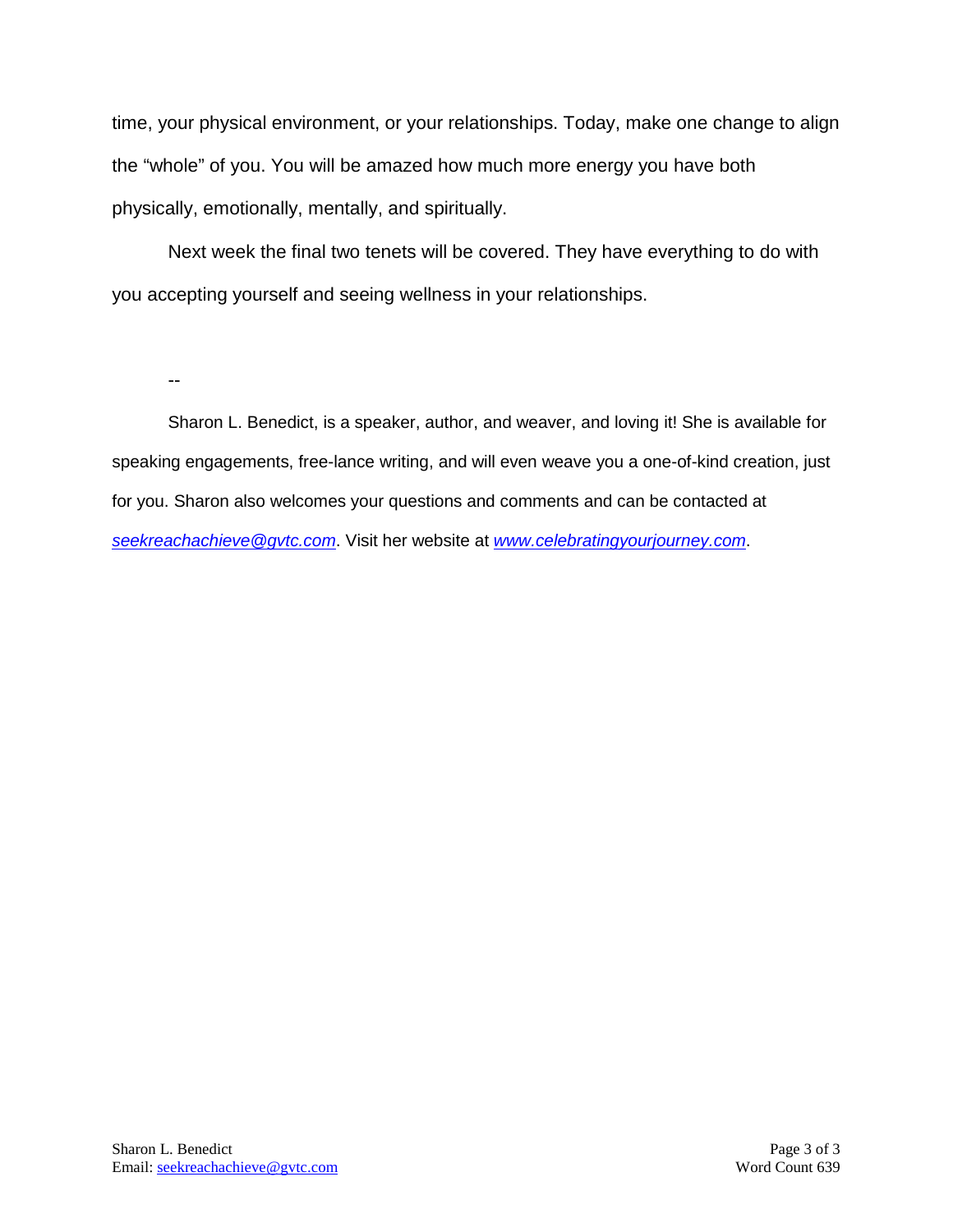time, your physical environment, or your relationships. Today, make one change to align the "whole" of you. You will be amazed how much more energy you have both physically, emotionally, mentally, and spiritually.

Next week the final two tenets will be covered. They have everything to do with you accepting yourself and seeing wellness in your relationships.

--

Sharon L. Benedict, is a speaker, author, and weaver, and loving it! She is available for speaking engagements, free-lance writing, and will even weave you a one-of-kind creation, just for you. Sharon also welcomes your questions and comments and can be contacted at *seekreachachieve@gvtc.com*. Visit her website at *www.celebratingyourjourney.com*.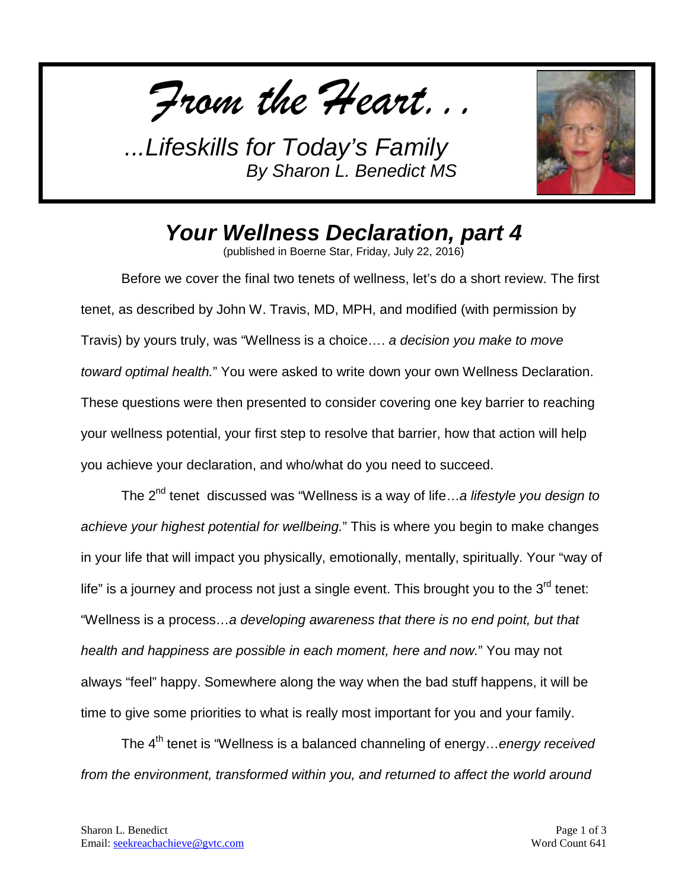*From the Heart...*

*...Lifeskills for Today's Family*
*By Sharon L. Benedict MS*

## *Your Wellness Declaration, part 4*

(published in Boerne Star, Friday, July 22, 2016)

Before we cover the final two tenets of wellness, let's do a short review. The first tenet, as described by John W. Travis, MD, MPH, and modified (with permission by Travis) by yours truly, was "Wellness is a choice…. *a decision you make to move toward optimal health.*" You were asked to write down your own Wellness Declaration. These questions were then presented to consider covering one key barrier to reaching your wellness potential, your first step to resolve that barrier, how that action will help you achieve your declaration, and who/what do you need to succeed.

The 2nd tenet discussed was "Wellness is a way of life…*a lifestyle you design to achieve your highest potential for wellbeing.*" This is where you begin to make changes in your life that will impact you physically, emotionally, mentally, spiritually. Your "way of life" is a journey and process not just a single event. This brought you to the 3rd tenet: "Wellness is a process…*a developing awareness that there is no end point, but that health and happiness are possible in each moment, here and now.*" You may not always "feel" happy. Somewhere along the way when the bad stuff happens, it will be time to give some priorities to what is really most important for you and your family.

The 4th tenet is "Wellness is a balanced channeling of energy…*energy received from the environment, transformed within you, and returned to affect the world around*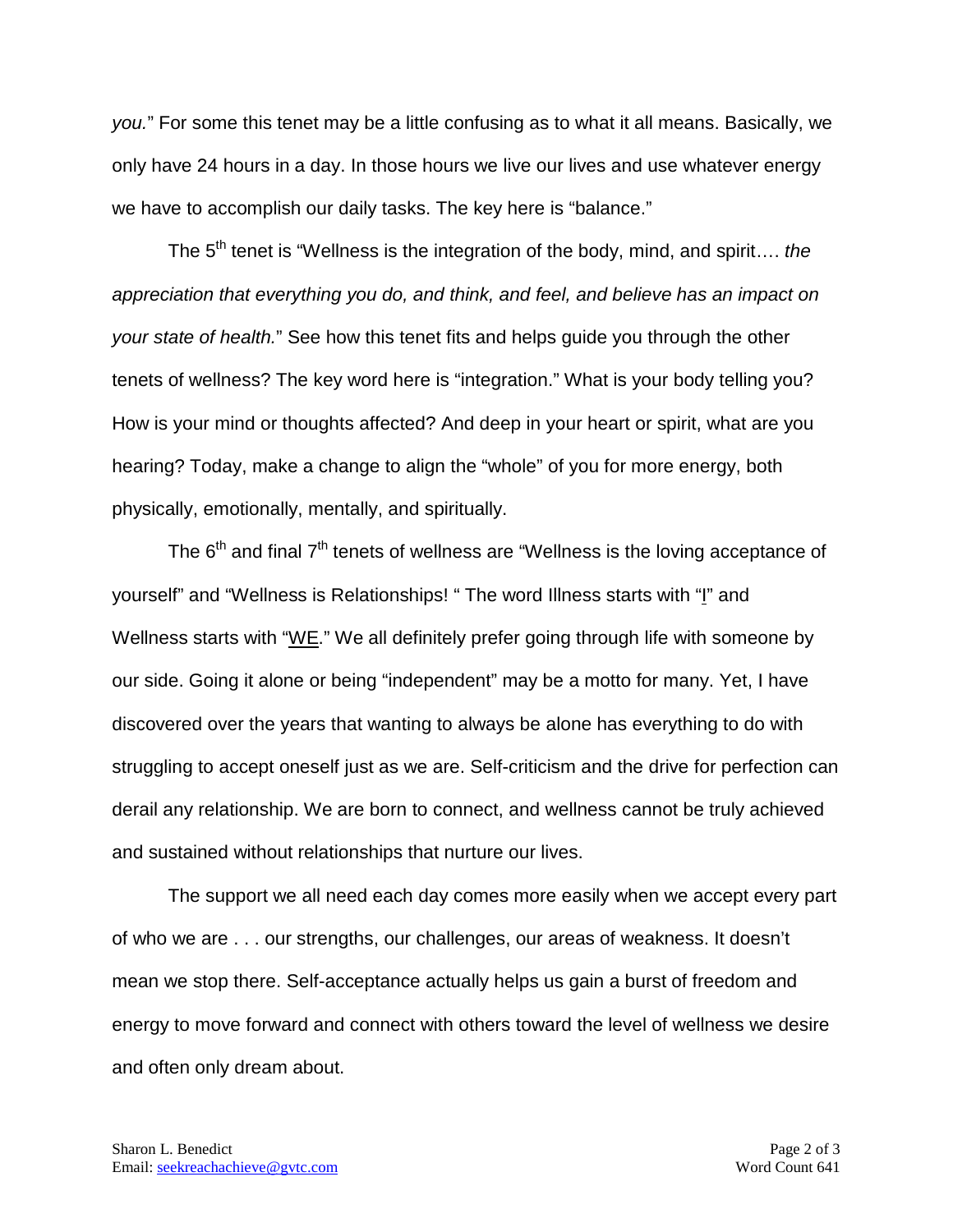*you.*" For some this tenet may be a little confusing as to what it all means. Basically, we only have 24 hours in a day. In those hours we live our lives and use whatever energy we have to accomplish our daily tasks. The key here is "balance."

The 5th tenet is "Wellness is the integration of the body, mind, and spirit…. *the appreciation that everything you do, and think, and feel, and believe has an impact on your state of health.*" See how this tenet fits and helps guide you through the other tenets of wellness? The key word here is "integration." What is your body telling you? How is your mind or thoughts affected? And deep in your heart or spirit, what are you hearing? Today, make a change to align the "whole" of you for more energy, both physically, emotionally, mentally, and spiritually.

The 6th and final 7th tenets of wellness are "Wellness is the loving acceptance of yourself" and "Wellness is Relationships! " The word Illness starts with "I" and Wellness starts with "WE." We all definitely prefer going through life with someone by our side. Going it alone or being "independent" may be a motto for many. Yet, I have discovered over the years that wanting to always be alone has everything to do with struggling to accept oneself just as we are. Self-criticism and the drive for perfection can derail any relationship. We are born to connect, and wellness cannot be truly achieved and sustained without relationships that nurture our lives.

The support we all need each day comes more easily when we accept every part of who we are . . . our strengths, our challenges, our areas of weakness. It doesn't mean we stop there. Self-acceptance actually helps us gain a burst of freedom and energy to move forward and connect with others toward the level of wellness we desire and often only dream about.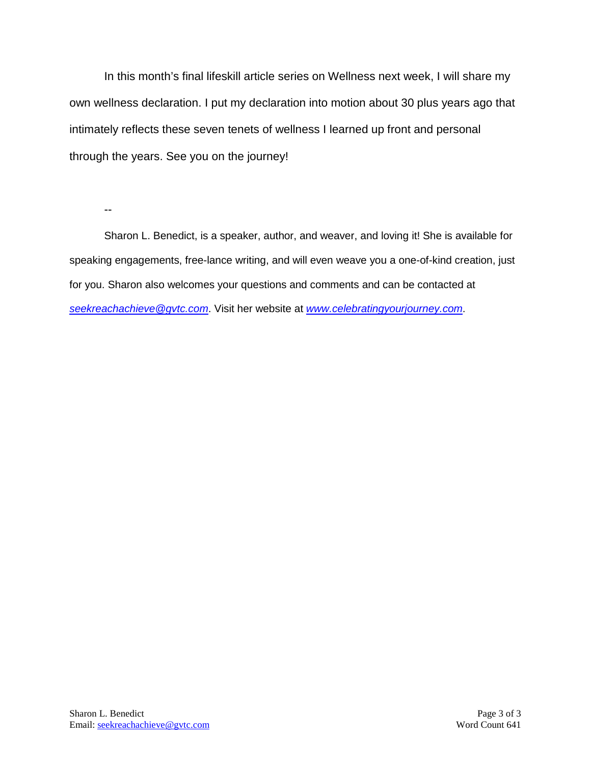In this month's final lifeskill article series on Wellness next week, I will share my own wellness declaration. I put my declaration into motion about 30 plus years ago that intimately reflects these seven tenets of wellness I learned up front and personal through the years. See you on the journey!

--

Sharon L. Benedict, is a speaker, author, and weaver, and loving it! She is available for speaking engagements, free-lance writing, and will even weave you a one-of-kind creation, just for you. Sharon also welcomes your questions and comments and can be contacted at *seekreachachieve@gvtc.com*. Visit her website at *www.celebratingyourjourney.com*.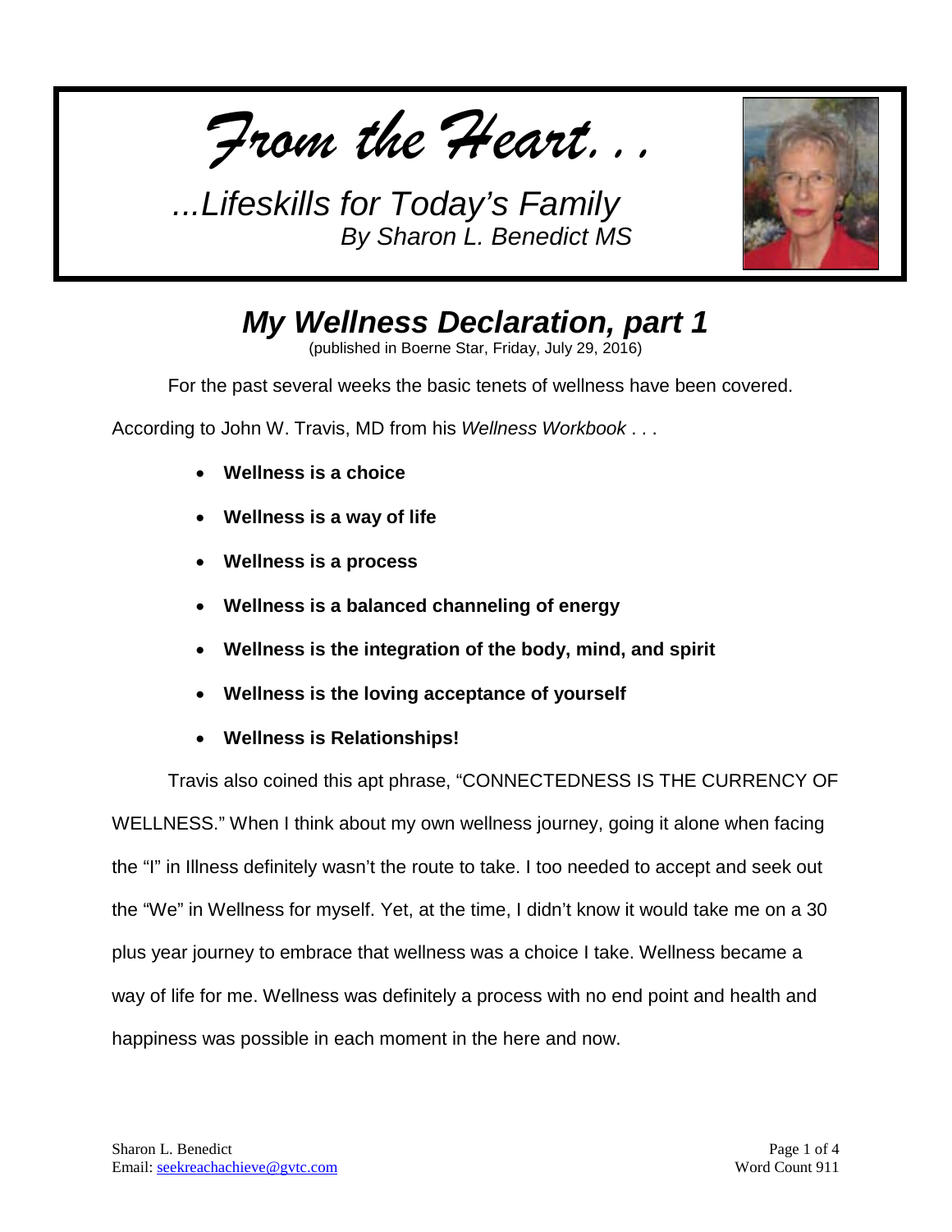*From the Heart. . .*

*...Lifeskills for Today's Family*
*By Sharon L. Benedict MS*

# *My Wellness Declaration, part 1*

(published in Boerne Star, Friday, July 29, 2016)

For the past several weeks the basic tenets of wellness have been covered.

According to John W. Travis, MD from his *Wellness Workbook* . . .

- **Wellness is a choice**
- **Wellness is a way of life**
- **Wellness is a process**
- **Wellness is a balanced channeling of energy**
- **Wellness is the integration of the body, mind, and spirit**
- **Wellness is the loving acceptance of yourself**
- **Wellness is Relationships!**

Travis also coined this apt phrase, "CONNECTEDNESS IS THE CURRENCY OF WELLNESS." When I think about my own wellness journey, going it alone when facing the "I" in Illness definitely wasn't the route to take. I too needed to accept and seek out the "We" in Wellness for myself. Yet, at the time, I didn't know it would take me on a 30 plus year journey to embrace that wellness was a choice I take. Wellness became a way of life for me. Wellness was definitely a process with no end point and health and happiness was possible in each moment in the here and now.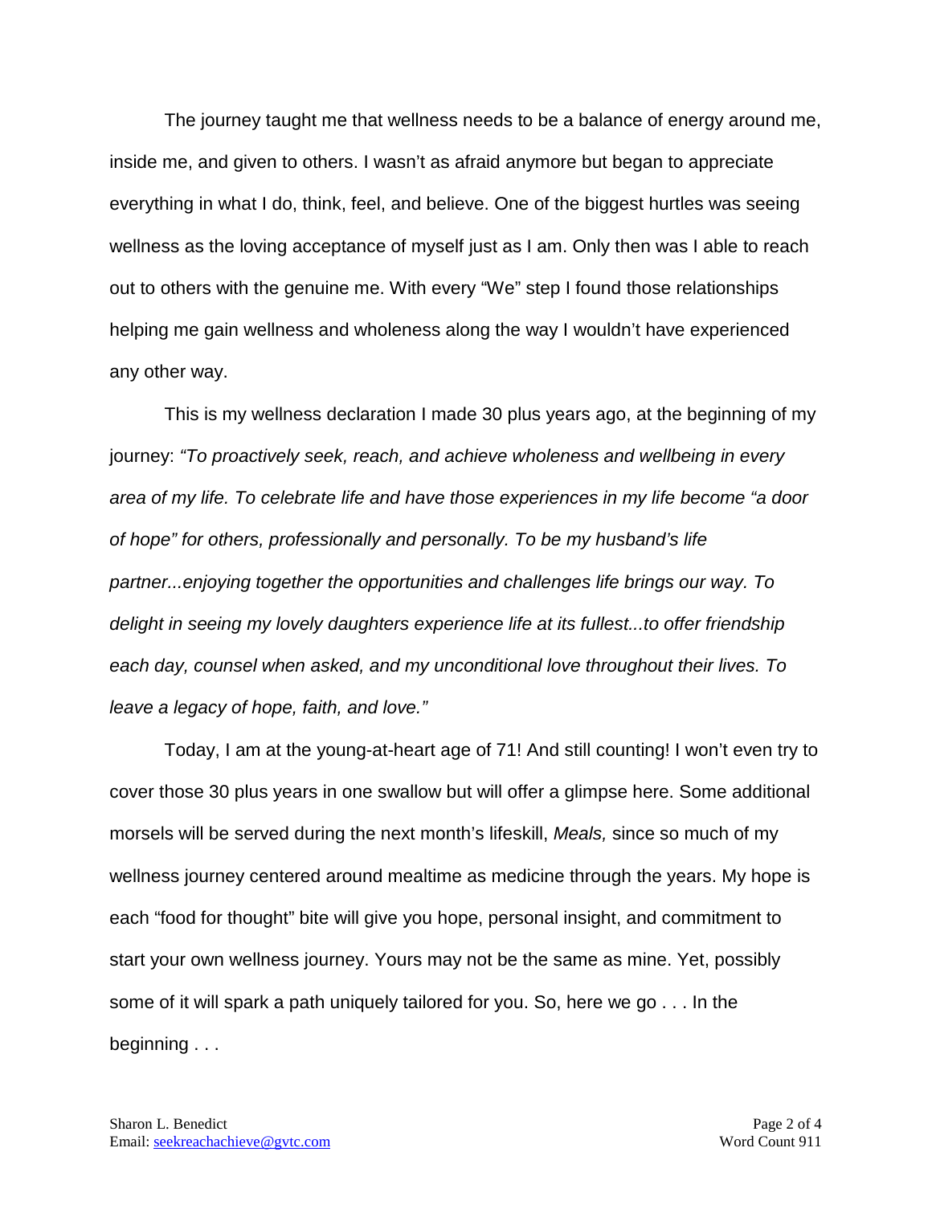The journey taught me that wellness needs to be a balance of energy around me, inside me, and given to others. I wasn't as afraid anymore but began to appreciate everything in what I do, think, feel, and believe. One of the biggest hurtles was seeing wellness as the loving acceptance of myself just as I am. Only then was I able to reach out to others with the genuine me. With every "We" step I found those relationships helping me gain wellness and wholeness along the way I wouldn't have experienced any other way.

This is my wellness declaration I made 30 plus years ago, at the beginning of my journey: *"To proactively seek, reach, and achieve wholeness and wellbeing in every area of my life. To celebrate life and have those experiences in my life become "a door of hope" for others, professionally and personally. To be my husband's life partner...enjoying together the opportunities and challenges life brings our way. To delight in seeing my lovely daughters experience life at its fullest...to offer friendship each day, counsel when asked, and my unconditional love throughout their lives. To leave a legacy of hope, faith, and love."*

Today, I am at the young-at-heart age of 71! And still counting! I won't even try to cover those 30 plus years in one swallow but will offer a glimpse here. Some additional morsels will be served during the next month's lifeskill, *Meals,* since so much of my wellness journey centered around mealtime as medicine through the years. My hope is each "food for thought" bite will give you hope, personal insight, and commitment to start your own wellness journey. Yours may not be the same as mine. Yet, possibly some of it will spark a path uniquely tailored for you. So, here we go . . . In the beginning . . .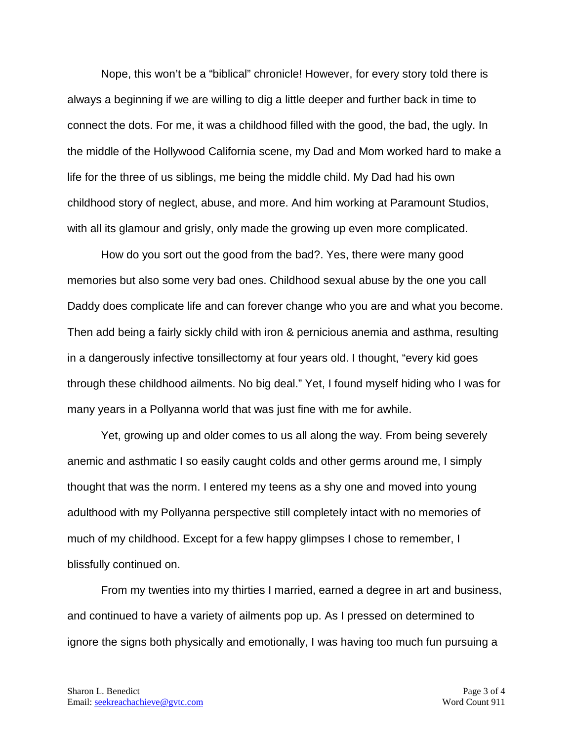Nope, this won't be a "biblical" chronicle! However, for every story told there is always a beginning if we are willing to dig a little deeper and further back in time to connect the dots. For me, it was a childhood filled with the good, the bad, the ugly. In the middle of the Hollywood California scene, my Dad and Mom worked hard to make a life for the three of us siblings, me being the middle child. My Dad had his own childhood story of neglect, abuse, and more. And him working at Paramount Studios, with all its glamour and grisly, only made the growing up even more complicated.

How do you sort out the good from the bad?. Yes, there were many good memories but also some very bad ones. Childhood sexual abuse by the one you call Daddy does complicate life and can forever change who you are and what you become. Then add being a fairly sickly child with iron & pernicious anemia and asthma, resulting in a dangerously infective tonsillectomy at four years old. I thought, "every kid goes through these childhood ailments. No big deal." Yet, I found myself hiding who I was for many years in a Pollyanna world that was just fine with me for awhile.

Yet, growing up and older comes to us all along the way. From being severely anemic and asthmatic I so easily caught colds and other germs around me, I simply thought that was the norm. I entered my teens as a shy one and moved into young adulthood with my Pollyanna perspective still completely intact with no memories of much of my childhood. Except for a few happy glimpses I chose to remember, I blissfully continued on.

From my twenties into my thirties I married, earned a degree in art and business, and continued to have a variety of ailments pop up. As I pressed on determined to ignore the signs both physically and emotionally, I was having too much fun pursuing a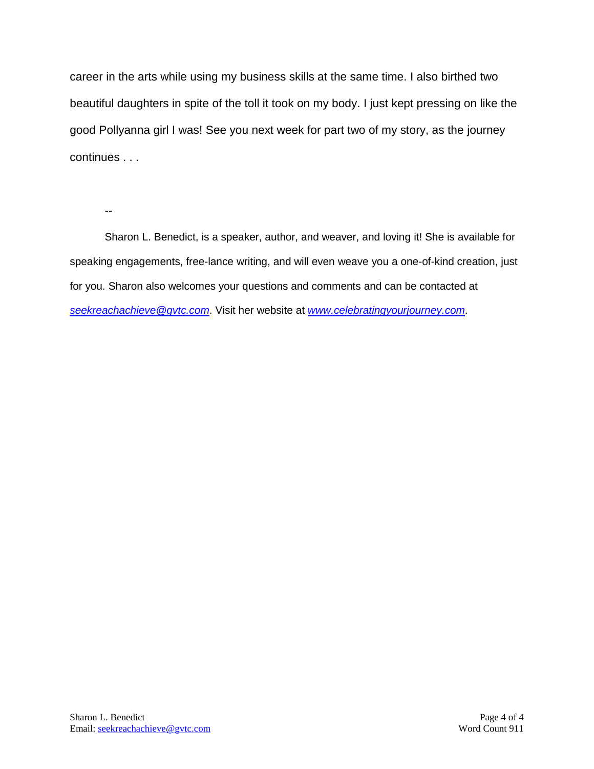career in the arts while using my business skills at the same time. I also birthed two beautiful daughters in spite of the toll it took on my body. I just kept pressing on like the good Pollyanna girl I was! See you next week for part two of my story, as the journey continues . . .

--

Sharon L. Benedict, is a speaker, author, and weaver, and loving it! She is available for speaking engagements, free-lance writing, and will even weave you a one-of-kind creation, just for you. Sharon also welcomes your questions and comments and can be contacted at *seekreachachieve@gvtc.com*. Visit her website at *www.celebratingyourjourney.com*.